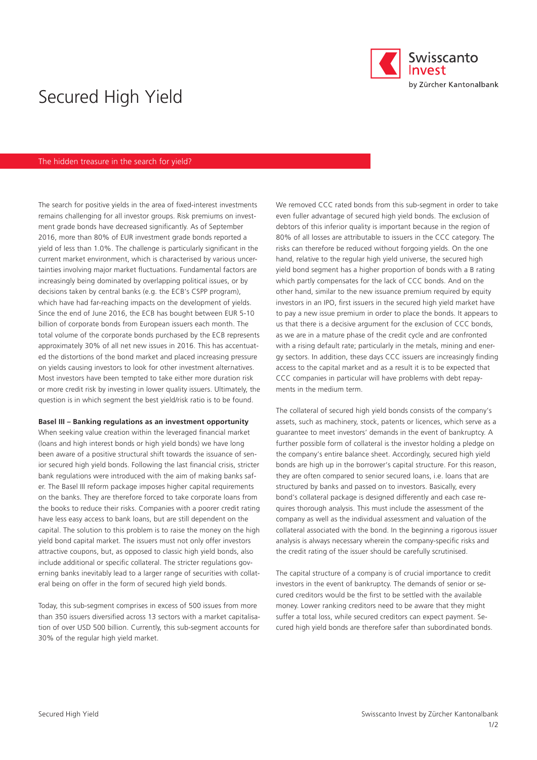# Secured High Yield

## The hidden treasure in the search for yield?

The search for positive yields in the area of fixed-interest investments remains challenging for all investor groups. Risk premiums on investment grade bonds have decreased significantly. As of September 2016, more than 80% of EUR investment grade bonds reported a yield of less than 1.0%. The challenge is particularly significant in the current market environment, which is characterised by various uncertainties involving major market fluctuations. Fundamental factors are increasingly being dominated by overlapping political issues, or by decisions taken by central banks (e.g. the ECB's CSPP program), which have had far-reaching impacts on the development of yields. Since the end of June 2016, the ECB has bought between EUR 5-10 billion of corporate bonds from European issuers each month. The total volume of the corporate bonds purchased by the ECB represents approximately 30% of all net new issues in 2016. This has accentuated the distortions of the bond market and placed increasing pressure on yields causing investors to look for other investment alternatives. Most investors have been tempted to take either more duration risk or more credit risk by investing in lower quality issuers. Ultimately, the question is in which segment the best yield/risk ratio is to be found.

**Basel III – Banking regulations as an investment opportunity**

When seeking value creation within the leveraged financial market (loans and high interest bonds or high yield bonds) we have long been aware of a positive structural shift towards the issuance of senior secured high yield bonds. Following the last financial crisis, stricter bank regulations were introduced with the aim of making banks safer. The Basel III reform package imposes higher capital requirements on the banks. They are therefore forced to take corporate loans from the books to reduce their risks. Companies with a poorer credit rating have less easy access to bank loans, but are still dependent on the capital. The solution to this problem is to raise the money on the high yield bond capital market. The issuers must not only offer investors attractive coupons, but, as opposed to classic high yield bonds, also include additional or specific collateral. The stricter regulations governing banks inevitably lead to a larger range of securities with collateral being on offer in the form of secured high yield bonds.

Today, this sub-segment comprises in excess of 500 issues from more than 350 issuers diversified across 13 sectors with a market capitalisation of over USD 500 billion. Currently, this sub-segment accounts for 30% of the regular high yield market.

We removed CCC rated bonds from this sub-segment in order to take even fuller advantage of secured high yield bonds. The exclusion of debtors of this inferior quality is important because in the region of 80% of all losses are attributable to issuers in the CCC category. The risks can therefore be reduced without forgoing yields. On the one hand, relative to the regular high yield universe, the secured high yield bond segment has a higher proportion of bonds with a B rating which partly compensates for the lack of CCC bonds. And on the other hand, similar to the new issuance premium required by equity investors in an IPO, first issuers in the secured high yield market have to pay a new issue premium in order to place the bonds. It appears to us that there is a decisive argument for the exclusion of CCC bonds, as we are in a mature phase of the credit cycle and are confronted with a rising default rate; particularly in the metals, mining and energy sectors. In addition, these days CCC issuers are increasingly finding access to the capital market and as a result it is to be expected that CCC companies in particular will have problems with debt repayments in the medium term.

The collateral of secured high yield bonds consists of the company's assets, such as machinery, stock, patents or licences, which serve as a guarantee to meet investors' demands in the event of bankruptcy. A further possible form of collateral is the investor holding a pledge on the company's entire balance sheet. Accordingly, secured high yield bonds are high up in the borrower's capital structure. For this reason, they are often compared to senior secured loans, i.e. loans that are structured by banks and passed on to investors. Basically, every bond's collateral package is designed differently and each case requires thorough analysis. This must include the assessment of the company as well as the individual assessment and valuation of the collateral associated with the bond. In the beginning a rigorous issuer analysis is always necessary wherein the company-specific risks and the credit rating of the issuer should be carefully scrutinised.

The capital structure of a company is of crucial importance to credit investors in the event of bankruptcy. The demands of senior or secured creditors would be the first to be settled with the available money. Lower ranking creditors need to be aware that they might suffer a total loss, while secured creditors can expect payment. Secured high yield bonds are therefore safer than subordinated bonds.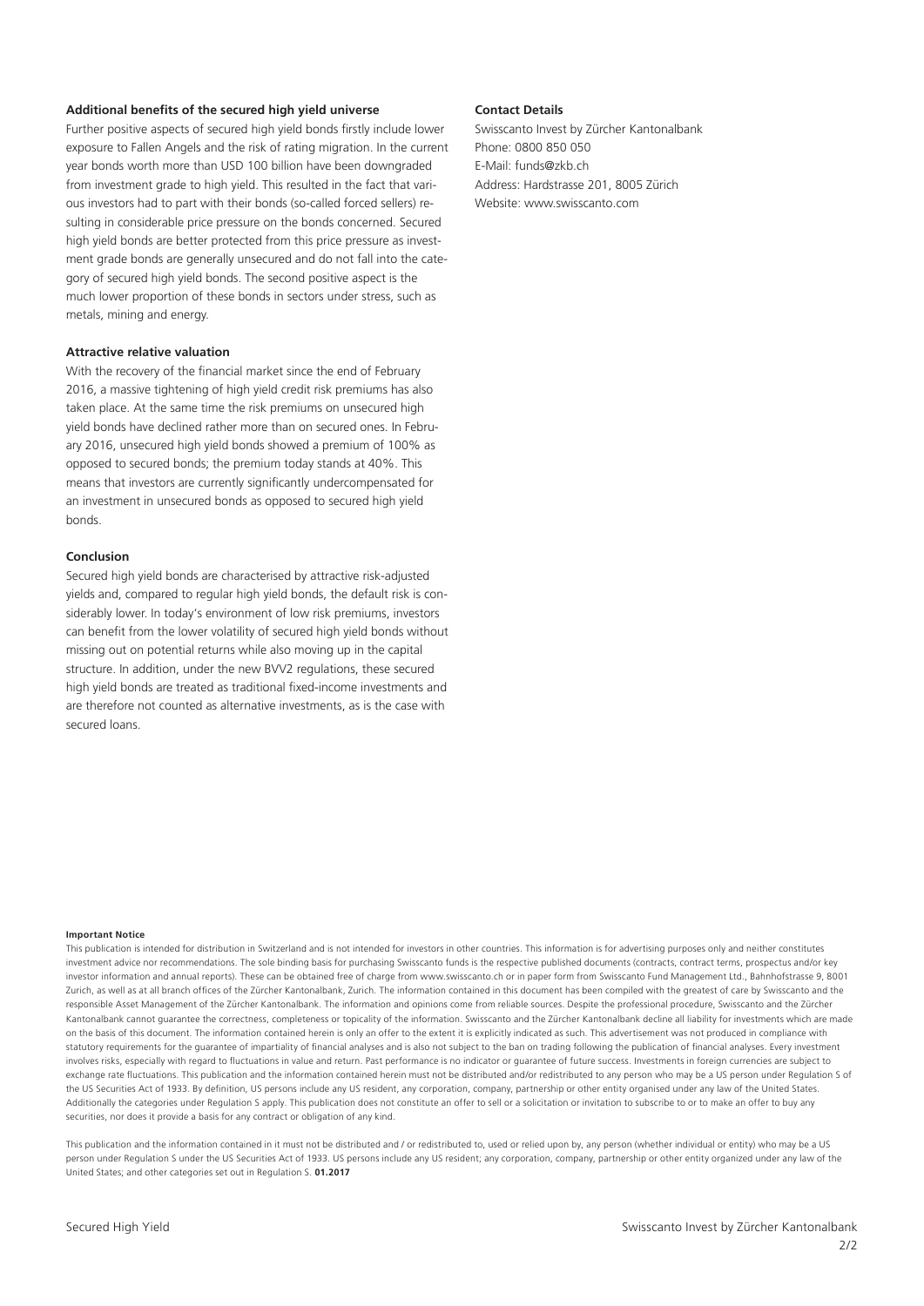### Additional benefits of the secured high yield universe

Further positive aspects of secured high yield bonds firstly include lower exposure to Fallen Angels and the risk of rating migration. In the current year bonds worth more than USD 100 billion have been downgraded from investment grade to high yield. This resulted in the fact that various investors had to part with their bonds (so-called forced sellers) resulting in considerable price pressure on the bonds concerned. Secured high yield bonds are better protected from this price pressure as investment grade bonds are generally unsecured and do not fall into the category of secured high yield bonds. The second positive aspect is the much lower proportion of these bonds in sectors under stress, such as metals, mining and energy.

### Attractive relative valuation

With the recovery of the financial market since the end of February 2016, a massive tightening of high yield credit risk premiums has also taken place. At the same time the risk premiums on unsecured high yield bonds have declined rather more than on secured ones. In February 2016, unsecured high yield bonds showed a premium of 100% as opposed to secured bonds; the premium today stands at 40%. This means that investors are currently significantly undercompensated for an investment in unsecured bonds as opposed to secured high yield bonds.

### Conclusion

Secured high yield bonds are characterised by attractive risk-adjusted yields and, compared to regular high yield bonds, the default risk is considerably lower. In today's environment of low risk premiums, investors can benefit from the lower volatility of secured high yield bonds without missing out on potential returns while also moving up in the capital structure. In addition, under the new BVV2 regulations, these secured high yield bonds are treated as traditional fixed-income investments and are therefore not counted as alternative investments, as is the case with secured loans.

### Contact Details

Swisscanto Invest by Zürcher Kantonalbank
Phone: 0800 850 050
E-Mail: funds@zkb.ch
Address: Hardstrasse 201, 8005 Zürich
Website: www.swisscanto.com

#### Important Notice

This publication is intended for distribution in Switzerland and is not intended for investors in other countries. This information is for advertising purposes only and neither constitutes investment advice nor recommendations. The sole binding basis for purchasing Swisscanto funds is the respective published documents (contracts, contract terms, prospectus and/or key investor information and annual reports). These can be obtained free of charge from www.swisscanto.ch or in paper form from Swisscanto Fund Management Ltd., Bahnhofstrasse 9, 8001 Zurich, as well as at all branch offices of the Zürcher Kantonalbank, Zurich. The information contained in this document has been compiled with the greatest of care by Swisscanto and the responsible Asset Management of the Zürcher Kantonalbank. The information and opinions come from reliable sources. Despite the professional procedure, Swisscanto and the Zürcher Kantonalbank cannot guarantee the correctness, completeness or topicality of the information. Swisscanto and the Zürcher Kantonalbank decline all liability for investments which are made on the basis of this document. The information contained herein is only an offer to the extent it is explicitly indicated as such. This advertisement was not produced in compliance with statutory requirements for the guarantee of impartiality of financial analyses and is also not subject to the ban on trading following the publication of financial analyses. Every investment involves risks, especially with regard to fluctuations in value and return. Past performance is no indicator or guarantee of future success. Investments in foreign currencies are subject to exchange rate fluctuations. This publication and the information contained herein must not be distributed and/or redistributed to any person who may be a US person under Regulation S of the US Securities Act of 1933. By definition, US persons include any US resident, any corporation, company, partnership or other entity organised under any law of the United States. Additionally the categories under Regulation S apply. This publication does not constitute an offer to sell or a solicitation or invitation to subscribe to or to make an offer to buy any securities, nor does it provide a basis for any contract or obligation of any kind.

This publication and the information contained in it must not be distributed and / or redistributed to, used or relied upon by, any person (whether individual or entity) who may be a US person under Regulation S under the US Securities Act of 1933. US persons include any US resident; any corporation, company, partnership or other entity organized under any law of the United States; and other categories set out in Regulation S. **01.2017**